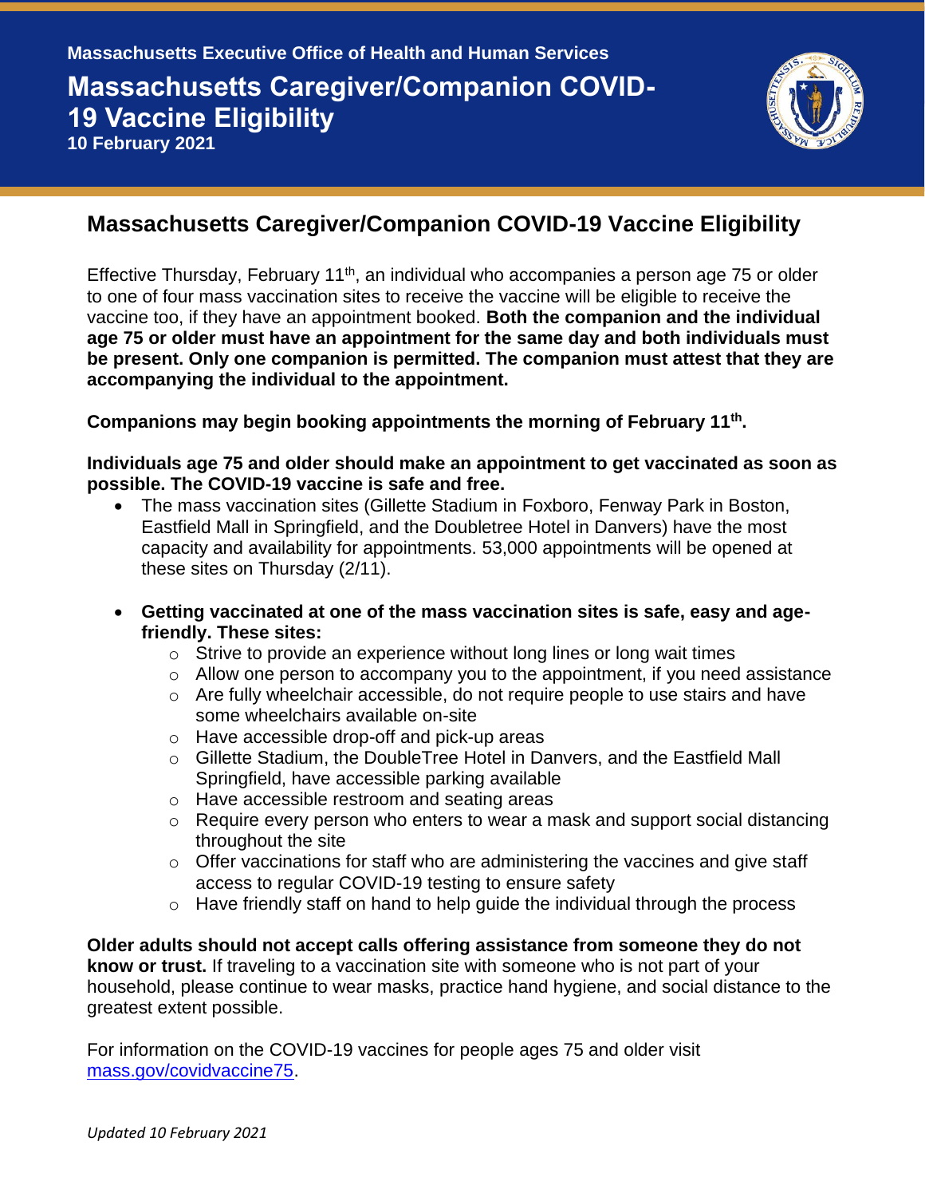Massachusetts Executive Office of Health and Human Services

# Massachusetts Caregiver/Companion COVID-19 Vaccine Eligibility

**10 February 2021**

## Massachusetts Caregiver/Companion COVID-19 Vaccine Eligibility

Effective Thursday, February 11th, an individual who accompanies a person age 75 or older to one of four mass vaccination sites to receive the vaccine will be eligible to receive the vaccine too, if they have an appointment booked. **Both the companion and the individual age 75 or older must have an appointment for the same day and both individuals must be present. Only one companion is permitted. The companion must attest that they are accompanying the individual to the appointment.**

**Companions may begin booking appointments the morning of February 11th.**

**Individuals age 75 and older should make an appointment to get vaccinated as soon as possible. The COVID-19 vaccine is safe and free.**

- The mass vaccination sites (Gillette Stadium in Foxboro, Fenway Park in Boston, Eastfield Mall in Springfield, and the Doubletree Hotel in Danvers) have the most capacity and availability for appointments. 53,000 appointments will be opened at these sites on Thursday (2/11).

- **Getting vaccinated at one of the mass vaccination sites is safe, easy and age-friendly. These sites:**
  - Strive to provide an experience without long lines or long wait times
  - Allow one person to accompany you to the appointment, if you need assistance
  - Are fully wheelchair accessible, do not require people to use stairs and have some wheelchairs available on-site
  - Have accessible drop-off and pick-up areas
  - Gillette Stadium, the DoubleTree Hotel in Danvers, and the Eastfield Mall Springfield, have accessible parking available
  - Have accessible restroom and seating areas
  - Require every person who enters to wear a mask and support social distancing throughout the site
  - Offer vaccinations for staff who are administering the vaccines and give staff access to regular COVID-19 testing to ensure safety
  - Have friendly staff on hand to help guide the individual through the process

**Older adults should not accept calls offering assistance from someone they do not know or trust.** If traveling to a vaccination site with someone who is not part of your household, please continue to wear masks, practice hand hygiene, and social distance to the greatest extent possible.

For information on the COVID-19 vaccines for people ages 75 and older visit [mass.gov/covidvaccine75](mass.gov/covidvaccine75).

*Updated 10 February 2021*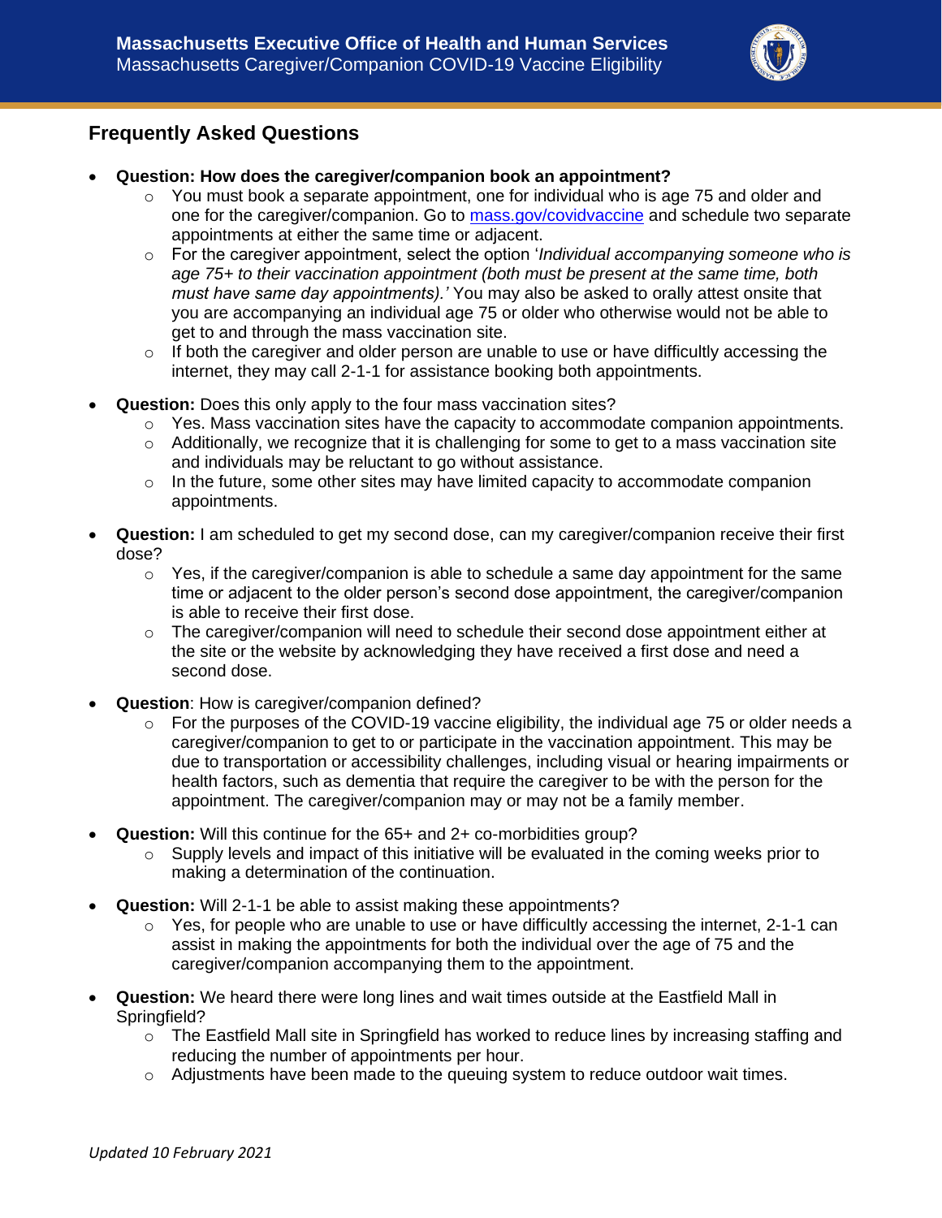# Massachusetts Executive Office of Health and Human Services

Massachusetts Caregiver/Companion COVID-19 Vaccine Eligibility

## Frequently Asked Questions

- **Question: How does the caregiver/companion book an appointment?**
  - You must book a separate appointment, one for individual who is age 75 and older and one for the caregiver/companion. Go to [mass.gov/covidvaccine](mass.gov/covidvaccine) and schedule two separate appointments at either the same time or adjacent.
  - For the caregiver appointment, select the option '*Individual accompanying someone who is age 75+ to their vaccination appointment (both must be present at the same time, both must have same day appointments).'* You may also be asked to orally attest onsite that you are accompanying an individual age 75 or older who otherwise would not be able to get to and through the mass vaccination site.
  - If both the caregiver and older person are unable to use or have difficultly accessing the internet, they may call 2-1-1 for assistance booking both appointments.

- **Question:** Does this only apply to the four mass vaccination sites?
  - Yes. Mass vaccination sites have the capacity to accommodate companion appointments.
  - Additionally, we recognize that it is challenging for some to get to a mass vaccination site and individuals may be reluctant to go without assistance.
  - In the future, some other sites may have limited capacity to accommodate companion appointments.

- **Question:** I am scheduled to get my second dose, can my caregiver/companion receive their first dose?
  - Yes, if the caregiver/companion is able to schedule a same day appointment for the same time or adjacent to the older person's second dose appointment, the caregiver/companion is able to receive their first dose.
  - The caregiver/companion will need to schedule their second dose appointment either at the site or the website by acknowledging they have received a first dose and need a second dose.

- **Question**: How is caregiver/companion defined?
  - For the purposes of the COVID-19 vaccine eligibility, the individual age 75 or older needs a caregiver/companion to get to or participate in the vaccination appointment. This may be due to transportation or accessibility challenges, including visual or hearing impairments or health factors, such as dementia that require the caregiver to be with the person for the appointment. The caregiver/companion may or may not be a family member.

- **Question:** Will this continue for the 65+ and 2+ co-morbidities group?
  - Supply levels and impact of this initiative will be evaluated in the coming weeks prior to making a determination of the continuation.

- **Question:** Will 2-1-1 be able to assist making these appointments?
  - Yes, for people who are unable to use or have difficultly accessing the internet, 2-1-1 can assist in making the appointments for both the individual over the age of 75 and the caregiver/companion accompanying them to the appointment.

- **Question:** We heard there were long lines and wait times outside at the Eastfield Mall in Springfield?
  - The Eastfield Mall site in Springfield has worked to reduce lines by increasing staffing and reducing the number of appointments per hour.
  - Adjustments have been made to the queuing system to reduce outdoor wait times.

*Updated 10 February 2021*